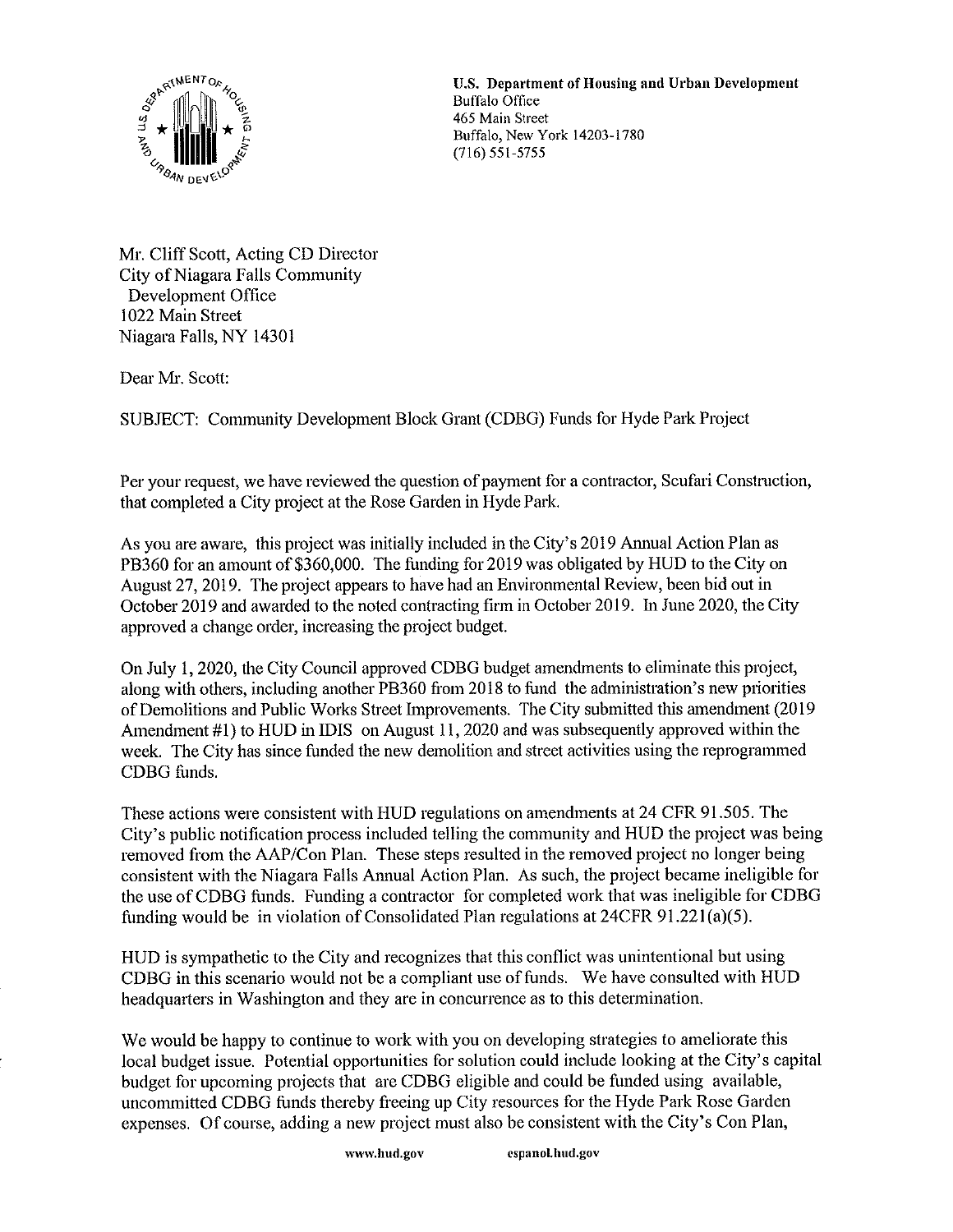**U.S. Department of Housing and Urban Development**
Buffalo Office
465 Main Street
Buffalo, New York 14203-1780
(716) 551-5755

Mr. Cliff Scott, Acting CD Director
City of Niagara Falls Community
Development Office
1022 Main Street
Niagara Falls, NY 14301

Dear Mr. Scott:

SUBJECT: Community Development Block Grant (CDBG) Funds for Hyde Park Project

Per your request, we have reviewed the question of payment for a contractor, Scufari Construction, that completed a City project at the Rose Garden in Hyde Park.

As you are aware, this project was initially included in the City's 2019 Annual Action Plan as PB360 for an amount of $360,000. The funding for 2019 was obligated by HUD to the City on August 27, 2019. The project appears to have had an Environmental Review, been bid out in October 2019 and awarded to the noted contracting firm in October 2019. In June 2020, the City approved a change order, increasing the project budget.

On July 1, 2020, the City Council approved CDBG budget amendments to eliminate this project, along with others, including another PB360 from 2018 to fund the administration's new priorities of Demolitions and Public Works Street Improvements. The City submitted this amendment (2019 Amendment #1) to HUD in IDIS on August 11, 2020 and was subsequently approved within the week. The City has since funded the new demolition and street activities using the reprogrammed CDBG funds.

These actions were consistent with HUD regulations on amendments at 24 CFR 91.505. The City's public notification process included telling the community and HUD the project was being removed from the AAP/Con Plan. These steps resulted in the removed project no longer being consistent with the Niagara Falls Annual Action Plan. As such, the project became ineligible for the use of CDBG funds. Funding a contractor for completed work that was ineligible for CDBG funding would be in violation of Consolidated Plan regulations at 24CFR 91.221(a)(5).

HUD is sympathetic to the City and recognizes that this conflict was unintentional but using CDBG in this scenario would not be a compliant use of funds. We have consulted with HUD headquarters in Washington and they are in concurrence as to this determination.

We would be happy to continue to work with you on developing strategies to ameliorate this local budget issue. Potential opportunities for solution could include looking at the City's capital budget for upcoming projects that are CDBG eligible and could be funded using available, uncommitted CDBG funds thereby freeing up City resources for the Hyde Park Rose Garden expenses. Of course, adding a new project must also be consistent with the City's Con Plan,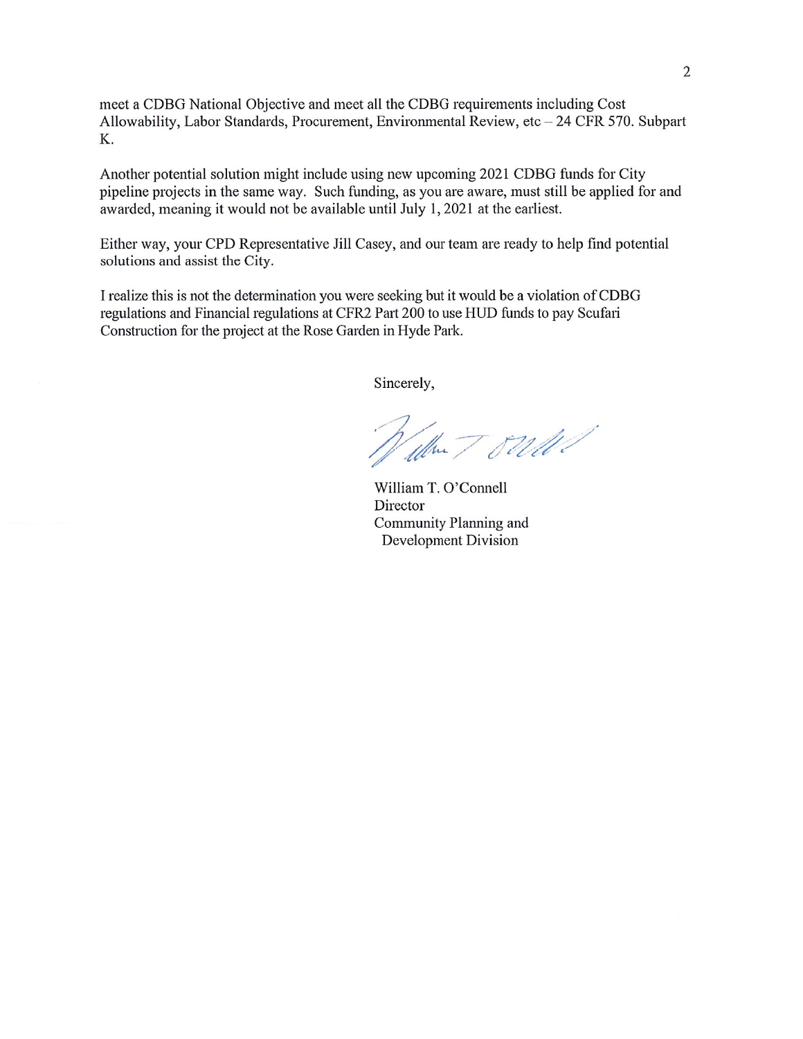meet a CDBG National Objective and meet all the CDBG requirements including Cost Allowability, Labor Standards, Procurement, Environmental Review, etc – 24 CFR 570. Subpart K.

Another potential solution might include using new upcoming 2021 CDBG funds for City pipeline projects in the same way. Such funding, as you are aware, must still be applied for and awarded, meaning it would not be available until July 1, 2021 at the earliest.

Either way, your CPD Representative Jill Casey, and our team are ready to help find potential solutions and assist the City.

I realize this is not the determination you were seeking but it would be a violation of CDBG regulations and Financial regulations at CFR2 Part 200 to use HUD funds to pay Scufari Construction for the project at the Rose Garden in Hyde Park.

Sincerely,

William T. O'Connell
Director
Community Planning and
Development Division